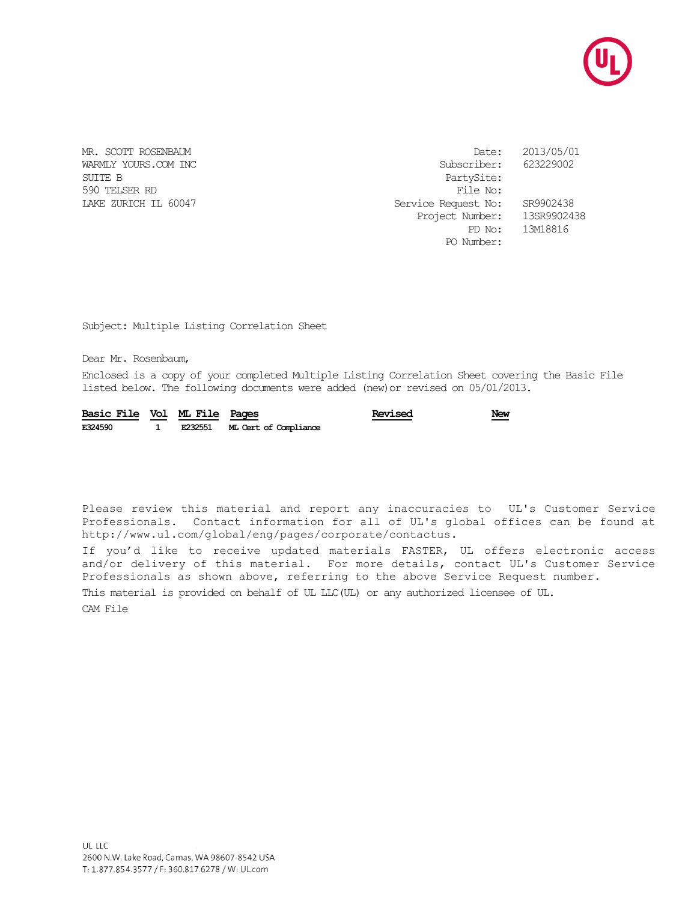MR. SCOTT ROSENBAUM
WARMLY YOURS.COM INC
SUITE B
590 TELSER RD
LAKE ZURICH IL 60047

| | |
|---|---|
| Date: | 2013/05/01 |
| Subscriber: | 623229002 |
| PartySite: | |
| File No: | |
| Service Request No: | SR9902438 |
| Project Number: | 13SR9902438 |
| PD No: | 13M18816 |
| PO Number: | |

Subject: Multiple Listing Correlation Sheet

Dear Mr. Rosenbaum,

Enclosed is a copy of your completed Multiple Listing Correlation Sheet covering the Basic File listed below. The following documents were added (new)or revised on 05/01/2013.

| Basic File | Vol | ML File | Pages | Revised | New |
|---|---|---|---|---|---|
| E324590 | 1 | E232551 | ML Cert of Compliance | | |

Please review this material and report any inaccuracies to UL's Customer Service Professionals. Contact information for all of UL's global offices can be found at http://www.ul.com/global/eng/pages/corporate/contactus.

If you'd like to receive updated materials FASTER, UL offers electronic access and/or delivery of this material. For more details, contact UL's Customer Service Professionals as shown above, referring to the above Service Request number.

This material is provided on behalf of UL LLC(UL) or any authorized licensee of UL.

CAM File

UL LLC
2600 N.W. Lake Road, Camas, WA 98607-8542 USA
T: 1.877.854.3577 / F: 360.817.6278 / W: UL.com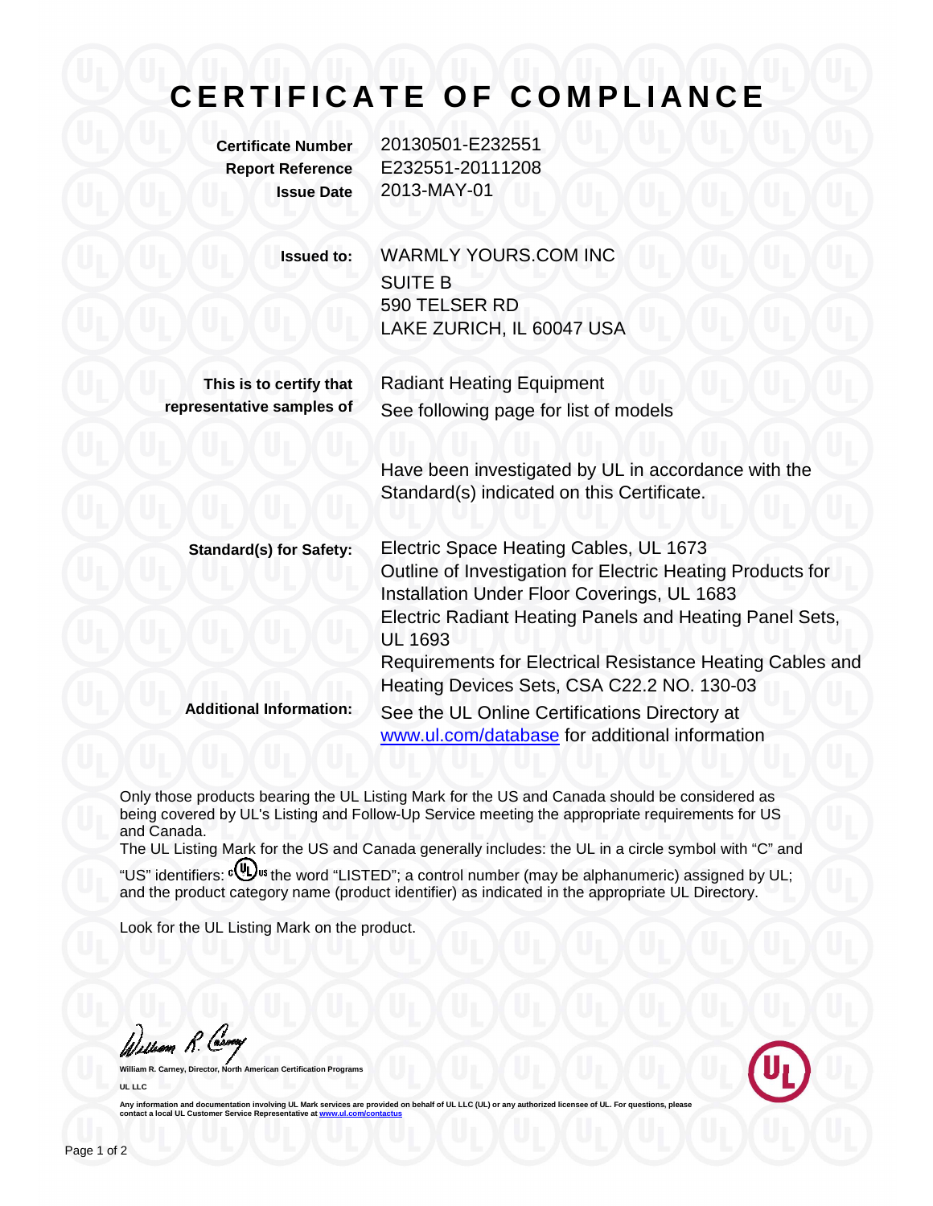# CERTIFICATE OF COMPLIANCE

| | |
|---|---|
| **Certificate Number** | 20130501-E232551 |
| **Report Reference** | E232551-20111208 |
| **Issue Date** | 2013-MAY-01 |

**Issued to:** WARMLY YOURS.COM INC
SUITE B
590 TELSER RD
LAKE ZURICH, IL 60047 USA

**This is to certify that representative samples of** Radiant Heating Equipment
See following page for list of models

Have been investigated by UL in accordance with the Standard(s) indicated on this Certificate.

**Standard(s) for Safety:** Electric Space Heating Cables, UL 1673
Outline of Investigation for Electric Heating Products for Installation Under Floor Coverings, UL 1683
Electric Radiant Heating Panels and Heating Panel Sets, UL 1693
Requirements for Electrical Resistance Heating Cables and Heating Devices Sets, CSA C22.2 NO. 130-03

**Additional Information:** See the UL Online Certifications Directory at www.ul.com/database for additional information

Only those products bearing the UL Listing Mark for the US and Canada should be considered as being covered by UL's Listing and Follow-Up Service meeting the appropriate requirements for US and Canada.

The UL Listing Mark for the US and Canada generally includes: the UL in a circle symbol with "C" and "US" identifiers: c(UL)us the word "LISTED"; a control number (may be alphanumeric) assigned by UL; and the product category name (product identifier) as indicated in the appropriate UL Directory.

Look for the UL Listing Mark on the product.

William R. Carney, Director, North American Certification Programs

UL LLC

Any information and documentation involving UL Mark services are provided on behalf of UL LLC (UL) or any authorized licensee of UL. For questions, please contact a local UL Customer Service Representative at www.ul.com/contactus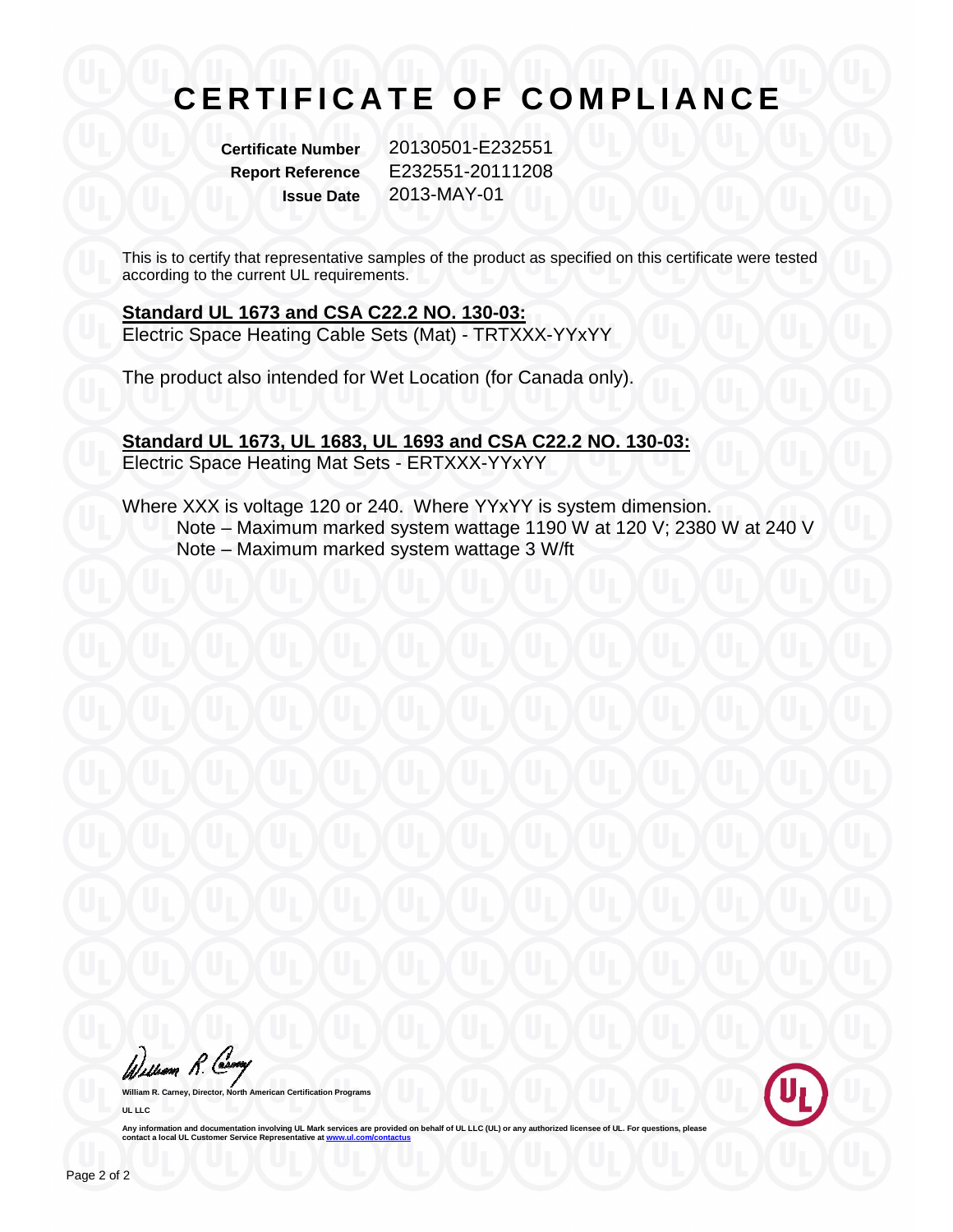# CERTIFICATE OF COMPLIANCE

**Certificate Number** 20130501-E232551
**Report Reference** E232551-20111208
**Issue Date** 2013-MAY-01

This is to certify that representative samples of the product as specified on this certificate were tested according to the current UL requirements.

**Standard UL 1673 and CSA C22.2 NO. 130-03:**
Electric Space Heating Cable Sets (Mat) - TRTXXX-YYxYY

The product also intended for Wet Location (for Canada only).

**Standard UL 1673, UL 1683, UL 1693 and CSA C22.2 NO. 130-03:**
Electric Space Heating Mat Sets - ERTXXX-YYxYY

Where XXX is voltage 120 or 240. Where YYxYY is system dimension.

Note – Maximum marked system wattage 1190 W at 120 V; 2380 W at 240 V
Note – Maximum marked system wattage 3 W/ft

**William R. Carney, Director, North American Certification Programs**

**UL LLC**

**Any information and documentation involving UL Mark services are provided on behalf of UL LLC (UL) or any authorized licensee of UL. For questions, please contact a local UL Customer Service Representative at www.ul.com/contactus**